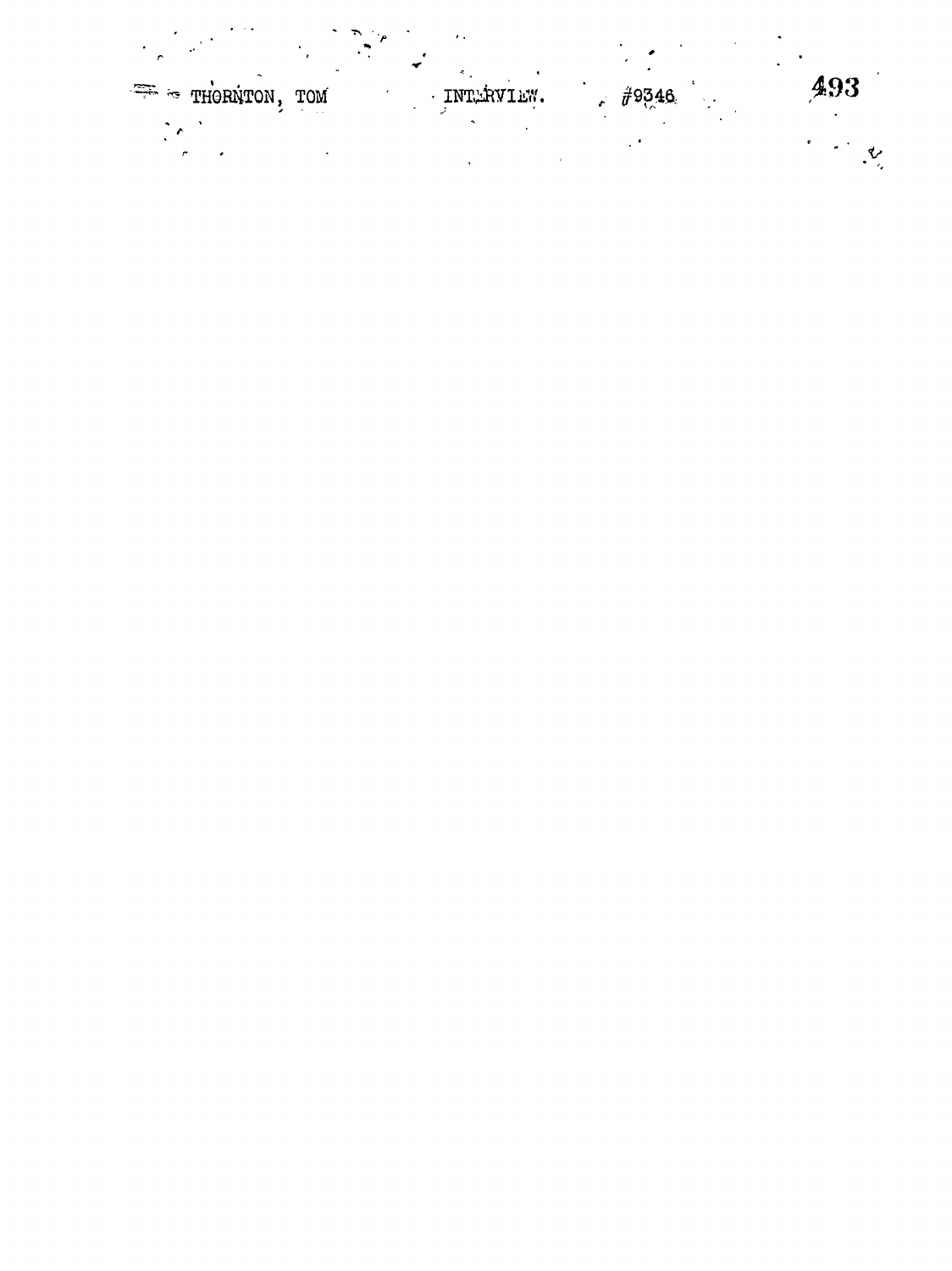THORNTON, TOM INTERVIEW. #9346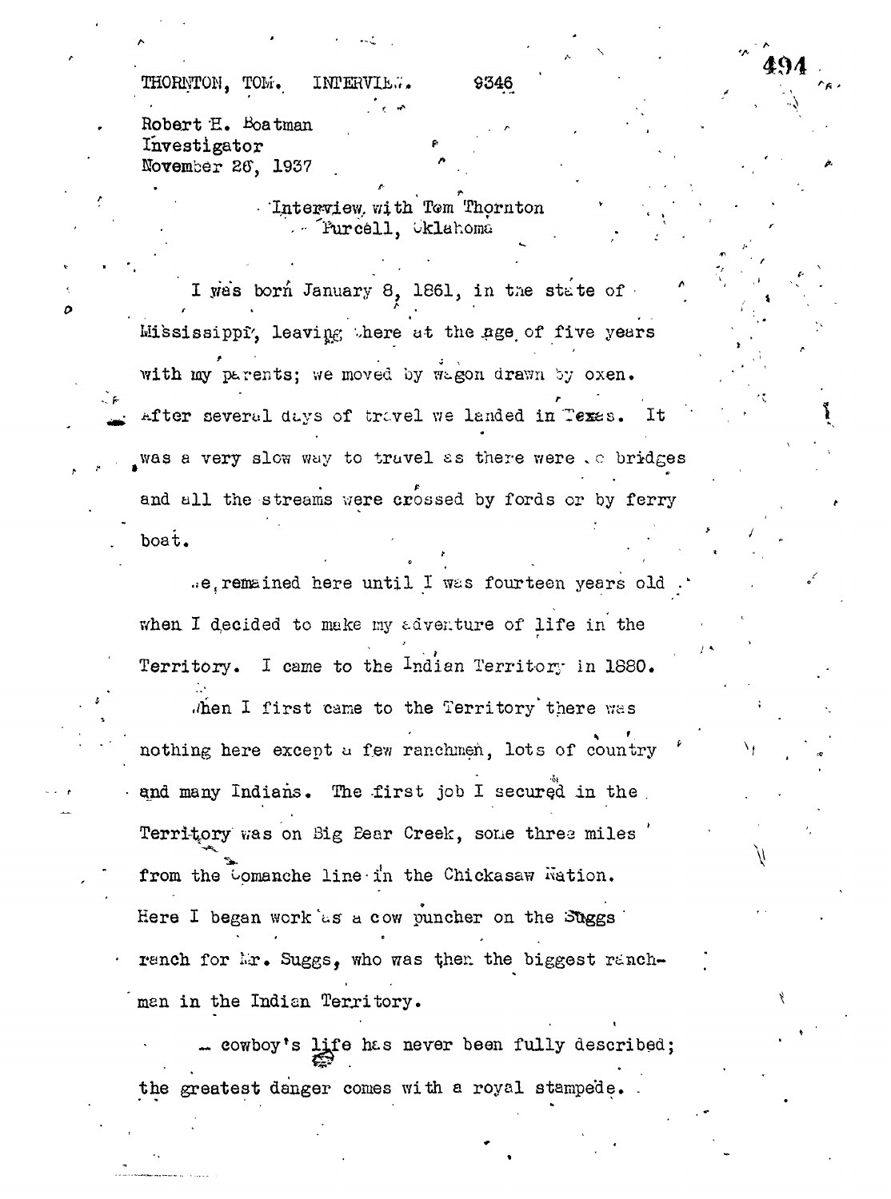THORNTON, TOM. INTERVIEW. 9346

Robert H. Boatman
Investigator
November 26, 1937

Interview with Tom Thornton
Purcell, Oklahoma

I was born January 8, 1861, in the state of Mississippi, leaving there at the age of five years with my parents; we moved by wagon drawn by oxen. After several days of travel we landed in Texas. It was a very slow way to travel as there were no bridges and all the streams were crossed by fords or by ferry boat.

We remained here until I was fourteen years old when I decided to make my adventure of life in the Territory. I came to the Indian Territory in 1880.

When I first came to the Territory there was nothing here except a few ranchmen, lots of country and many Indians. The first job I secured in the Territory was on Big Bear Creek, some three miles from the Comanche line in the Chickasaw Nation. Here I began work as a cow puncher on the Suggs ranch for Mr. Suggs, who was then the biggest ranchman in the Indian Territory.

A cowboy's life has never been fully described; the greatest danger comes with a royal stampede.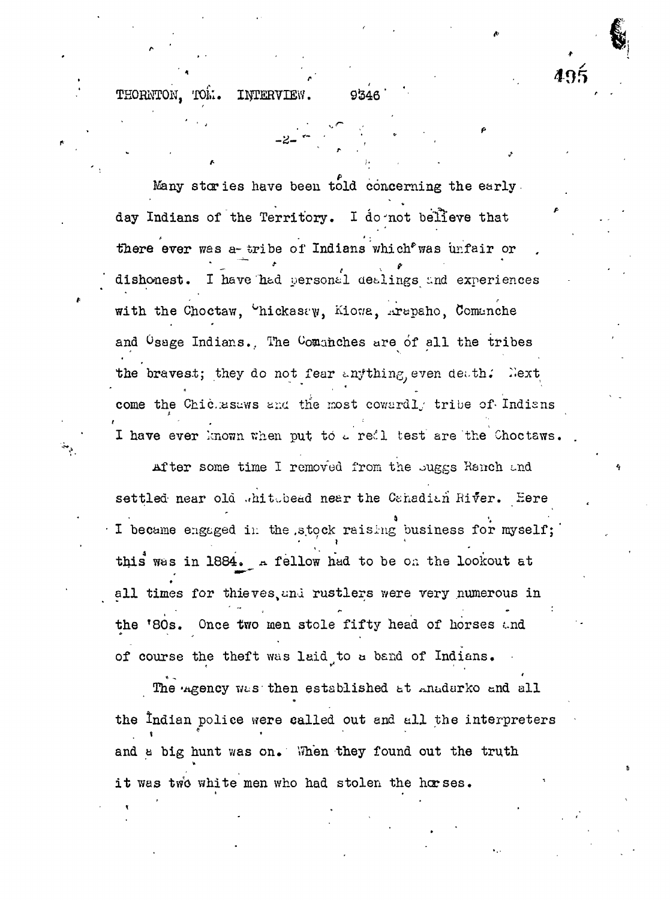Many stories have been told concerning the early day Indians of the Territory. I do not believe that there ever was a tribe of Indians which was unfair or dishonest. I have had personal dealings and experiences with the Choctaw, Chickasaw, Kiowa, Arapaho, Comanche and Osage Indians. The Comanches are of all the tribes the bravest; they do not fear anything, even death. Next come the Chickasaws and the most cowardly tribe of Indians I have ever known when put to a real test are the Choctaws.

After some time I removed from the Suggs Ranch and settled near old Whitebead near the Canadian River. Here I became engaged in the stock raising business for myself; this was in 1884. A fellow had to be on the lookout at all times for thieves and rustlers were very numerous in the '80s. Once two men stole fifty head of horses and of course the theft was laid to a band of Indians.

The Agency was then established at Anadarko and all the Indian police were called out and all the interpreters and a big hunt was on. When they found out the truth it was two white men who had stolen the horses.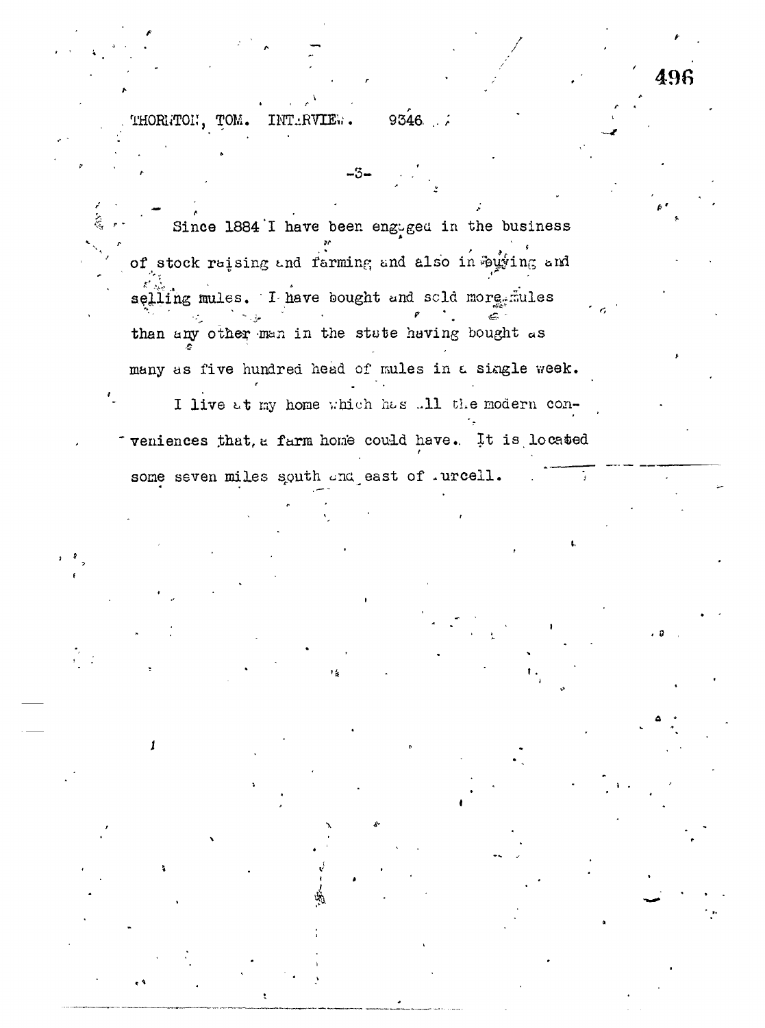Since 1884 I have been engaged in the business of stock raising and farming and also in buying and selling mules. I have bought and sold more mules than any other man in the state having bought as many as five hundred head of mules in a single week.

I live at my home which has all the modern conveniences that a farm home could have. It is located some seven miles south and east of Purcell.